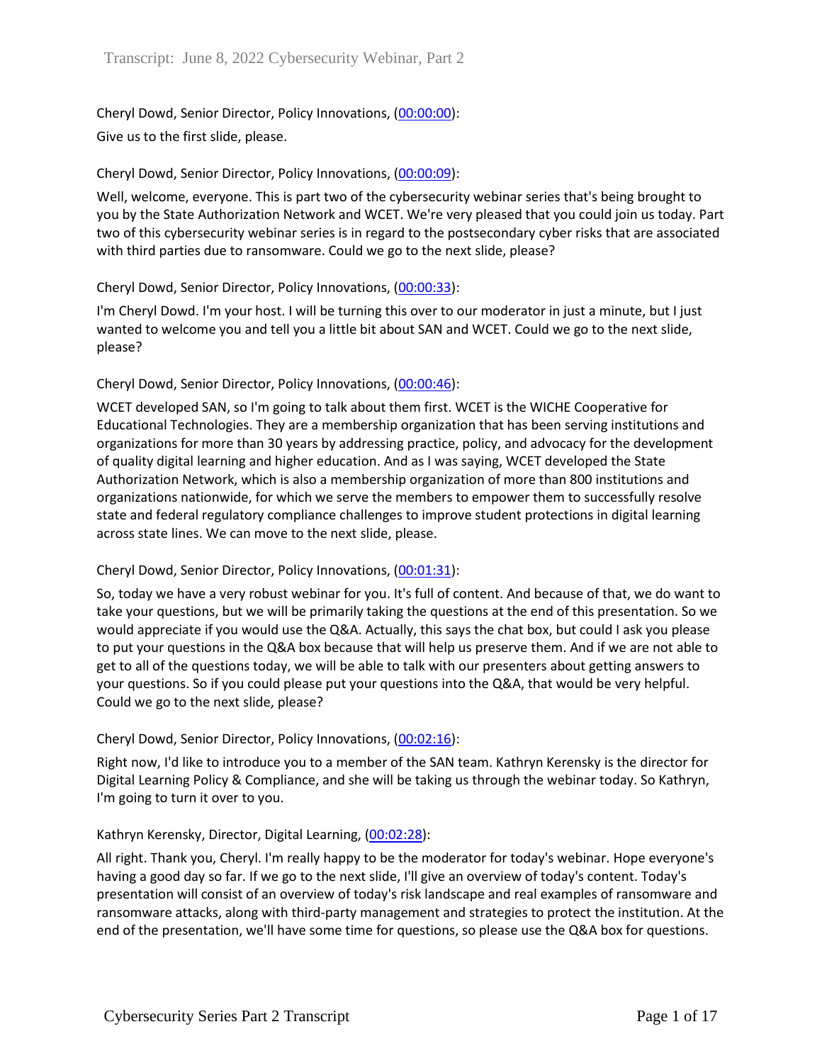Cheryl Dowd, Senior Director, Policy Innovations, (00:00:00):

Give us to the first slide, please.

Cheryl Dowd, Senior Director, Policy Innovations, (00:00:09):

Well, welcome, everyone. This is part two of the cybersecurity webinar series that's being brought to you by the State Authorization Network and WCET. We're very pleased that you could join us today. Part two of this cybersecurity webinar series is in regard to the postsecondary cyber risks that are associated with third parties due to ransomware. Could we go to the next slide, please?

Cheryl Dowd, Senior Director, Policy Innovations, (00:00:33):

I'm Cheryl Dowd. I'm your host. I will be turning this over to our moderator in just a minute, but I just wanted to welcome you and tell you a little bit about SAN and WCET. Could we go to the next slide, please?

Cheryl Dowd, Senior Director, Policy Innovations, (00:00:46):

WCET developed SAN, so I'm going to talk about them first. WCET is the WICHE Cooperative for Educational Technologies. They are a membership organization that has been serving institutions and organizations for more than 30 years by addressing practice, policy, and advocacy for the development of quality digital learning and higher education. And as I was saying, WCET developed the State Authorization Network, which is also a membership organization of more than 800 institutions and organizations nationwide, for which we serve the members to empower them to successfully resolve state and federal regulatory compliance challenges to improve student protections in digital learning across state lines. We can move to the next slide, please.

Cheryl Dowd, Senior Director, Policy Innovations, (00:01:31):

So, today we have a very robust webinar for you. It's full of content. And because of that, we do want to take your questions, but we will be primarily taking the questions at the end of this presentation. So we would appreciate if you would use the Q&A. Actually, this says the chat box, but could I ask you please to put your questions in the Q&A box because that will help us preserve them. And if we are not able to get to all of the questions today, we will be able to talk with our presenters about getting answers to your questions. So if you could please put your questions into the Q&A, that would be very helpful. Could we go to the next slide, please?

Cheryl Dowd, Senior Director, Policy Innovations, (00:02:16):

Right now, I'd like to introduce you to a member of the SAN team. Kathryn Kerensky is the director for Digital Learning Policy & Compliance, and she will be taking us through the webinar today. So Kathryn, I'm going to turn it over to you.

Kathryn Kerensky, Director, Digital Learning, (00:02:28):

All right. Thank you, Cheryl. I'm really happy to be the moderator for today's webinar. Hope everyone's having a good day so far. If we go to the next slide, I'll give an overview of today's content. Today's presentation will consist of an overview of today's risk landscape and real examples of ransomware and ransomware attacks, along with third-party management and strategies to protect the institution. At the end of the presentation, we'll have some time for questions, so please use the Q&A box for questions.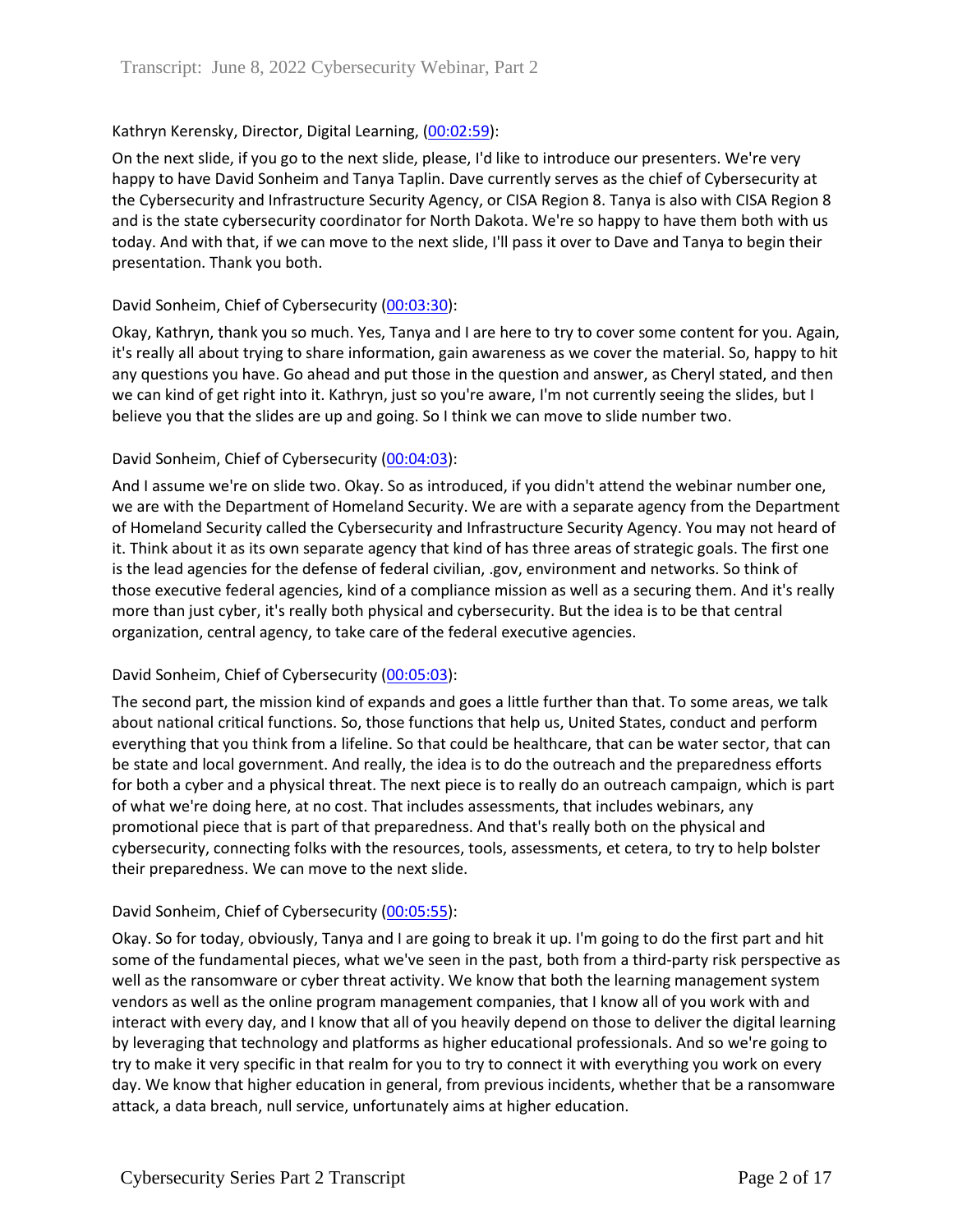Kathryn Kerensky, Director, Digital Learning, (00:02:59):

On the next slide, if you go to the next slide, please, I'd like to introduce our presenters. We're very happy to have David Sonheim and Tanya Taplin. Dave currently serves as the chief of Cybersecurity at the Cybersecurity and Infrastructure Security Agency, or CISA Region 8. Tanya is also with CISA Region 8 and is the state cybersecurity coordinator for North Dakota. We're so happy to have them both with us today. And with that, if we can move to the next slide, I'll pass it over to Dave and Tanya to begin their presentation. Thank you both.

David Sonheim, Chief of Cybersecurity (00:03:30):

Okay, Kathryn, thank you so much. Yes, Tanya and I are here to try to cover some content for you. Again, it's really all about trying to share information, gain awareness as we cover the material. So, happy to hit any questions you have. Go ahead and put those in the question and answer, as Cheryl stated, and then we can kind of get right into it. Kathryn, just so you're aware, I'm not currently seeing the slides, but I believe you that the slides are up and going. So I think we can move to slide number two.

David Sonheim, Chief of Cybersecurity (00:04:03):

And I assume we're on slide two. Okay. So as introduced, if you didn't attend the webinar number one, we are with the Department of Homeland Security. We are with a separate agency from the Department of Homeland Security called the Cybersecurity and Infrastructure Security Agency. You may not heard of it. Think about it as its own separate agency that kind of has three areas of strategic goals. The first one is the lead agencies for the defense of federal civilian, .gov, environment and networks. So think of those executive federal agencies, kind of a compliance mission as well as a securing them. And it's really more than just cyber, it's really both physical and cybersecurity. But the idea is to be that central organization, central agency, to take care of the federal executive agencies.

David Sonheim, Chief of Cybersecurity (00:05:03):

The second part, the mission kind of expands and goes a little further than that. To some areas, we talk about national critical functions. So, those functions that help us, United States, conduct and perform everything that you think from a lifeline. So that could be healthcare, that can be water sector, that can be state and local government. And really, the idea is to do the outreach and the preparedness efforts for both a cyber and a physical threat. The next piece is to really do an outreach campaign, which is part of what we're doing here, at no cost. That includes assessments, that includes webinars, any promotional piece that is part of that preparedness. And that's really both on the physical and cybersecurity, connecting folks with the resources, tools, assessments, et cetera, to try to help bolster their preparedness. We can move to the next slide.

David Sonheim, Chief of Cybersecurity (00:05:55):

Okay. So for today, obviously, Tanya and I are going to break it up. I'm going to do the first part and hit some of the fundamental pieces, what we've seen in the past, both from a third-party risk perspective as well as the ransomware or cyber threat activity. We know that both the learning management system vendors as well as the online program management companies, that I know all of you work with and interact with every day, and I know that all of you heavily depend on those to deliver the digital learning by leveraging that technology and platforms as higher educational professionals. And so we're going to try to make it very specific in that realm for you to try to connect it with everything you work on every day. We know that higher education in general, from previous incidents, whether that be a ransomware attack, a data breach, null service, unfortunately aims at higher education.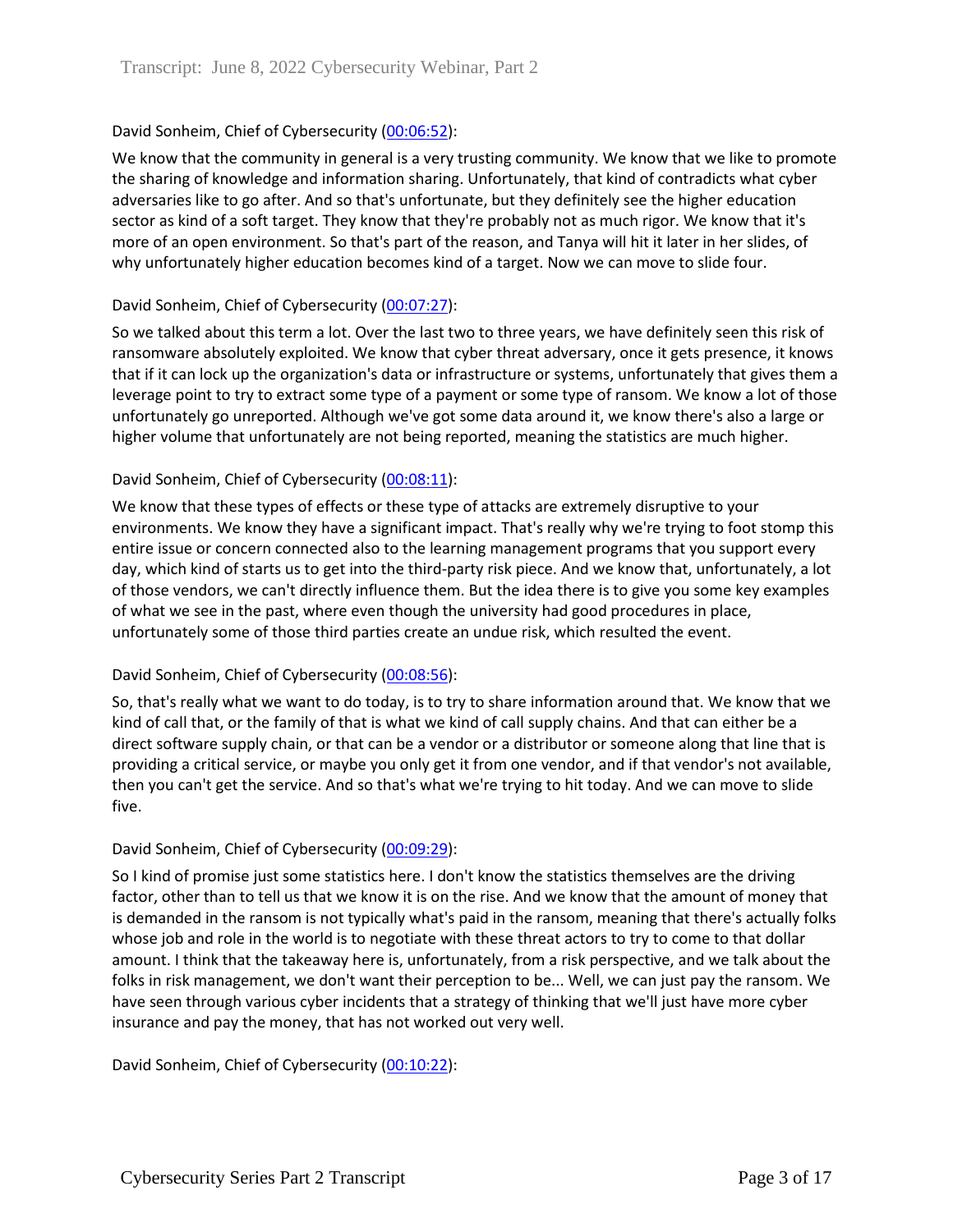David Sonheim, Chief of Cybersecurity (00:06:52):

We know that the community in general is a very trusting community. We know that we like to promote the sharing of knowledge and information sharing. Unfortunately, that kind of contradicts what cyber adversaries like to go after. And so that's unfortunate, but they definitely see the higher education sector as kind of a soft target. They know that they're probably not as much rigor. We know that it's more of an open environment. So that's part of the reason, and Tanya will hit it later in her slides, of why unfortunately higher education becomes kind of a target. Now we can move to slide four.

David Sonheim, Chief of Cybersecurity (00:07:27):

So we talked about this term a lot. Over the last two to three years, we have definitely seen this risk of ransomware absolutely exploited. We know that cyber threat adversary, once it gets presence, it knows that if it can lock up the organization's data or infrastructure or systems, unfortunately that gives them a leverage point to try to extract some type of a payment or some type of ransom. We know a lot of those unfortunately go unreported. Although we've got some data around it, we know there's also a large or higher volume that unfortunately are not being reported, meaning the statistics are much higher.

David Sonheim, Chief of Cybersecurity (00:08:11):

We know that these types of effects or these type of attacks are extremely disruptive to your environments. We know they have a significant impact. That's really why we're trying to foot stomp this entire issue or concern connected also to the learning management programs that you support every day, which kind of starts us to get into the third-party risk piece. And we know that, unfortunately, a lot of those vendors, we can't directly influence them. But the idea there is to give you some key examples of what we see in the past, where even though the university had good procedures in place, unfortunately some of those third parties create an undue risk, which resulted the event.

David Sonheim, Chief of Cybersecurity (00:08:56):

So, that's really what we want to do today, is to try to share information around that. We know that we kind of call that, or the family of that is what we kind of call supply chains. And that can either be a direct software supply chain, or that can be a vendor or a distributor or someone along that line that is providing a critical service, or maybe you only get it from one vendor, and if that vendor's not available, then you can't get the service. And so that's what we're trying to hit today. And we can move to slide five.

David Sonheim, Chief of Cybersecurity (00:09:29):

So I kind of promise just some statistics here. I don't know the statistics themselves are the driving factor, other than to tell us that we know it is on the rise. And we know that the amount of money that is demanded in the ransom is not typically what's paid in the ransom, meaning that there's actually folks whose job and role in the world is to negotiate with these threat actors to try to come to that dollar amount. I think that the takeaway here is, unfortunately, from a risk perspective, and we talk about the folks in risk management, we don't want their perception to be... Well, we can just pay the ransom. We have seen through various cyber incidents that a strategy of thinking that we'll just have more cyber insurance and pay the money, that has not worked out very well.

David Sonheim, Chief of Cybersecurity (00:10:22):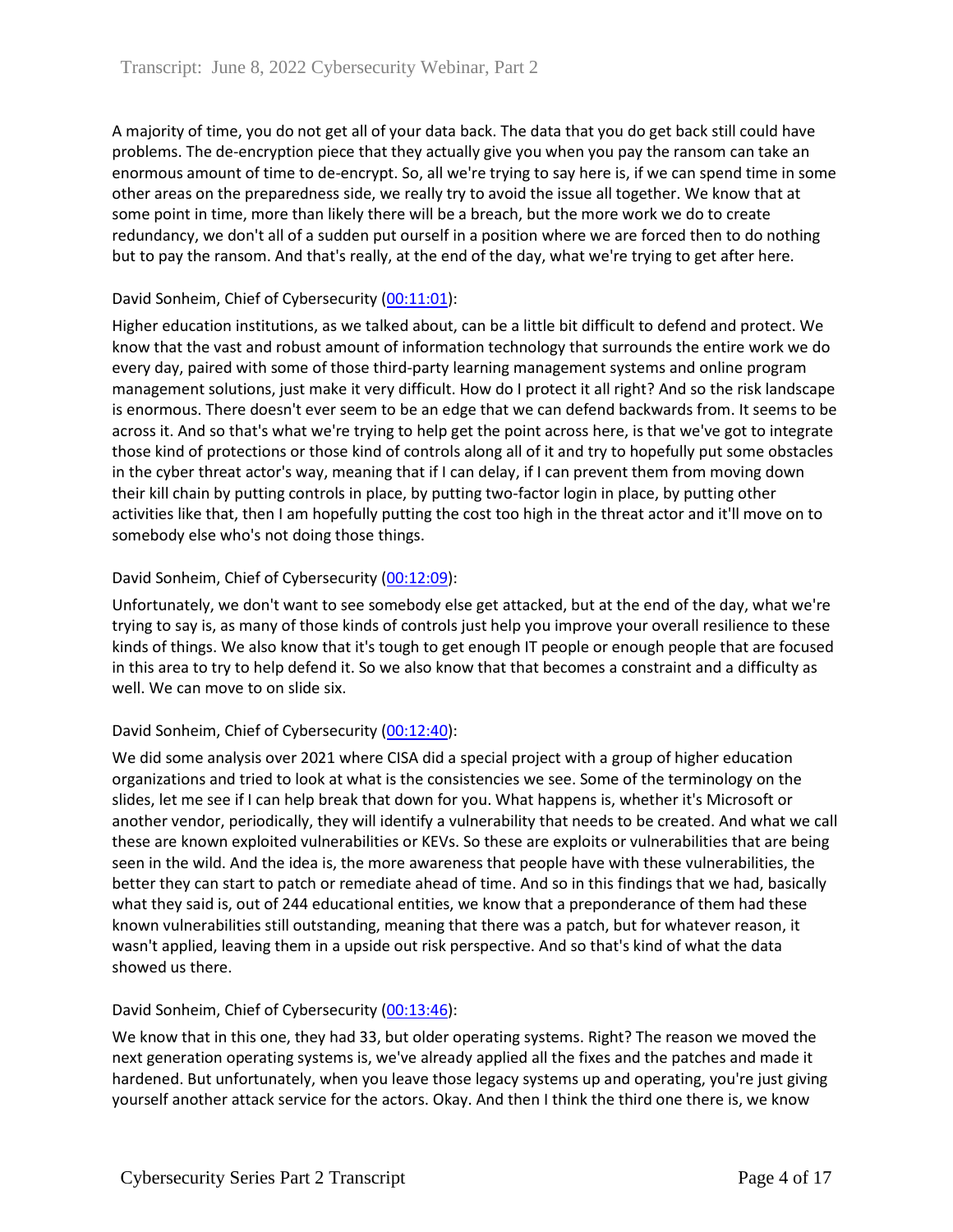A majority of time, you do not get all of your data back. The data that you do get back still could have problems. The de-encryption piece that they actually give you when you pay the ransom can take an enormous amount of time to de-encrypt. So, all we're trying to say here is, if we can spend time in some other areas on the preparedness side, we really try to avoid the issue all together. We know that at some point in time, more than likely there will be a breach, but the more work we do to create redundancy, we don't all of a sudden put ourself in a position where we are forced then to do nothing but to pay the ransom. And that's really, at the end of the day, what we're trying to get after here.

David Sonheim, Chief of Cybersecurity (00:11:01):

Higher education institutions, as we talked about, can be a little bit difficult to defend and protect. We know that the vast and robust amount of information technology that surrounds the entire work we do every day, paired with some of those third-party learning management systems and online program management solutions, just make it very difficult. How do I protect it all right? And so the risk landscape is enormous. There doesn't ever seem to be an edge that we can defend backwards from. It seems to be across it. And so that's what we're trying to help get the point across here, is that we've got to integrate those kind of protections or those kind of controls along all of it and try to hopefully put some obstacles in the cyber threat actor's way, meaning that if I can delay, if I can prevent them from moving down their kill chain by putting controls in place, by putting two-factor login in place, by putting other activities like that, then I am hopefully putting the cost too high in the threat actor and it'll move on to somebody else who's not doing those things.

David Sonheim, Chief of Cybersecurity (00:12:09):

Unfortunately, we don't want to see somebody else get attacked, but at the end of the day, what we're trying to say is, as many of those kinds of controls just help you improve your overall resilience to these kinds of things. We also know that it's tough to get enough IT people or enough people that are focused in this area to try to help defend it. So we also know that that becomes a constraint and a difficulty as well. We can move to on slide six.

David Sonheim, Chief of Cybersecurity (00:12:40):

We did some analysis over 2021 where CISA did a special project with a group of higher education organizations and tried to look at what is the consistencies we see. Some of the terminology on the slides, let me see if I can help break that down for you. What happens is, whether it's Microsoft or another vendor, periodically, they will identify a vulnerability that needs to be created. And what we call these are known exploited vulnerabilities or KEVs. So these are exploits or vulnerabilities that are being seen in the wild. And the idea is, the more awareness that people have with these vulnerabilities, the better they can start to patch or remediate ahead of time. And so in this findings that we had, basically what they said is, out of 244 educational entities, we know that a preponderance of them had these known vulnerabilities still outstanding, meaning that there was a patch, but for whatever reason, it wasn't applied, leaving them in a upside out risk perspective. And so that's kind of what the data showed us there.

David Sonheim, Chief of Cybersecurity (00:13:46):

We know that in this one, they had 33, but older operating systems. Right? The reason we moved the next generation operating systems is, we've already applied all the fixes and the patches and made it hardened. But unfortunately, when you leave those legacy systems up and operating, you're just giving yourself another attack service for the actors. Okay. And then I think the third one there is, we know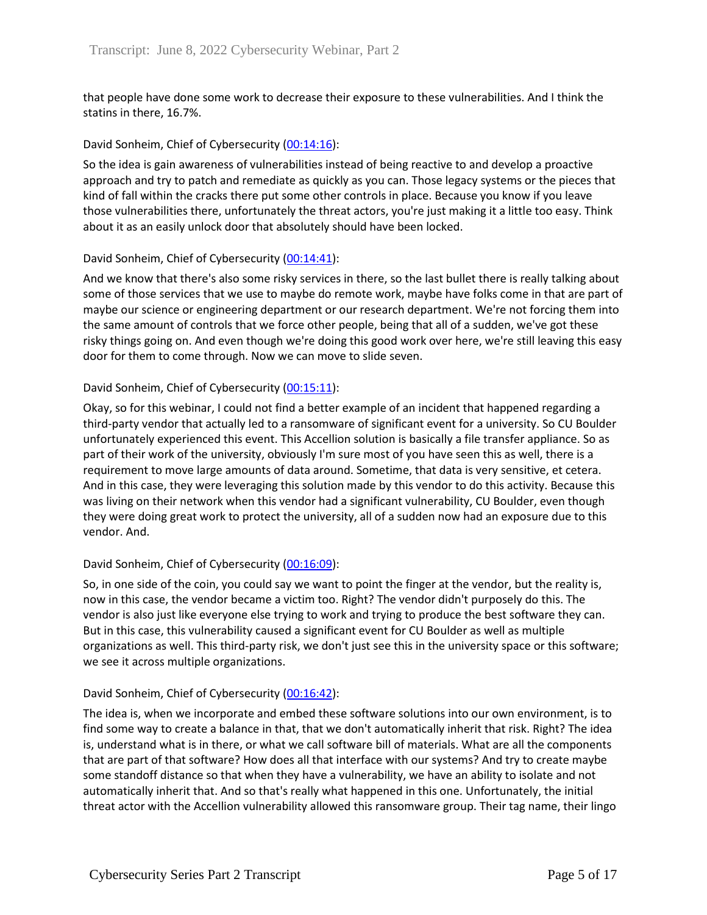that people have done some work to decrease their exposure to these vulnerabilities. And I think the statins in there, 16.7%.

David Sonheim, Chief of Cybersecurity ([00:14:16]):

So the idea is gain awareness of vulnerabilities instead of being reactive to and develop a proactive approach and try to patch and remediate as quickly as you can. Those legacy systems or the pieces that kind of fall within the cracks there put some other controls in place. Because you know if you leave those vulnerabilities there, unfortunately the threat actors, you're just making it a little too easy. Think about it as an easily unlock door that absolutely should have been locked.

David Sonheim, Chief of Cybersecurity ([00:14:41]):

And we know that there's also some risky services in there, so the last bullet there is really talking about some of those services that we use to maybe do remote work, maybe have folks come in that are part of maybe our science or engineering department or our research department. We're not forcing them into the same amount of controls that we force other people, being that all of a sudden, we've got these risky things going on. And even though we're doing this good work over here, we're still leaving this easy door for them to come through. Now we can move to slide seven.

David Sonheim, Chief of Cybersecurity ([00:15:11]):

Okay, so for this webinar, I could not find a better example of an incident that happened regarding a third-party vendor that actually led to a ransomware of significant event for a university. So CU Boulder unfortunately experienced this event. This Accellion solution is basically a file transfer appliance. So as part of their work of the university, obviously I'm sure most of you have seen this as well, there is a requirement to move large amounts of data around. Sometime, that data is very sensitive, et cetera. And in this case, they were leveraging this solution made by this vendor to do this activity. Because this was living on their network when this vendor had a significant vulnerability, CU Boulder, even though they were doing great work to protect the university, all of a sudden now had an exposure due to this vendor. And.

David Sonheim, Chief of Cybersecurity ([00:16:09]):

So, in one side of the coin, you could say we want to point the finger at the vendor, but the reality is, now in this case, the vendor became a victim too. Right? The vendor didn't purposely do this. The vendor is also just like everyone else trying to work and trying to produce the best software they can. But in this case, this vulnerability caused a significant event for CU Boulder as well as multiple organizations as well. This third-party risk, we don't just see this in the university space or this software; we see it across multiple organizations.

David Sonheim, Chief of Cybersecurity ([00:16:42]):

The idea is, when we incorporate and embed these software solutions into our own environment, is to find some way to create a balance in that, that we don't automatically inherit that risk. Right? The idea is, understand what is in there, or what we call software bill of materials. What are all the components that are part of that software? How does all that interface with our systems? And try to create maybe some standoff distance so that when they have a vulnerability, we have an ability to isolate and not automatically inherit that. And so that's really what happened in this one. Unfortunately, the initial threat actor with the Accellion vulnerability allowed this ransomware group. Their tag name, their lingo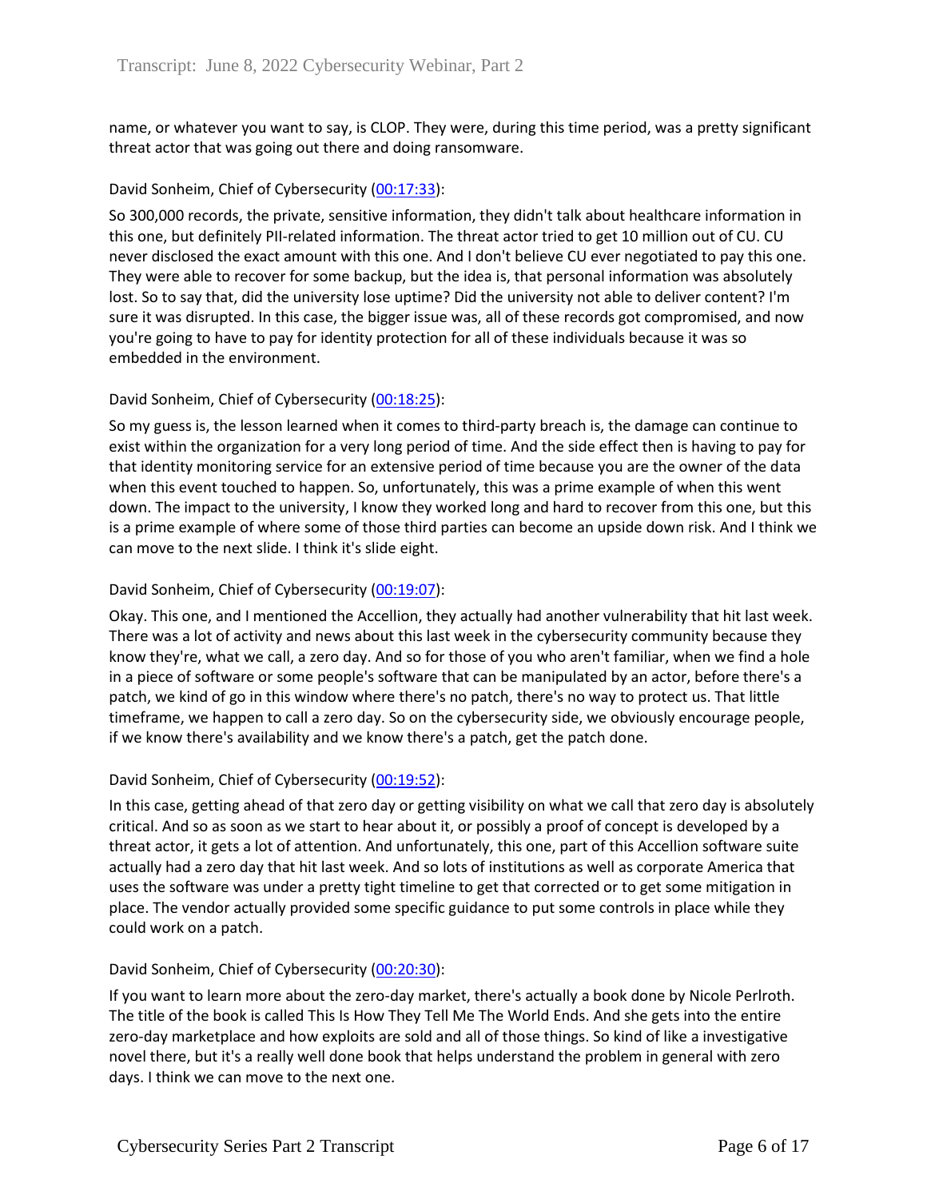name, or whatever you want to say, is CLOP. They were, during this time period, was a pretty significant threat actor that was going out there and doing ransomware.

David Sonheim, Chief of Cybersecurity (00:17:33):

So 300,000 records, the private, sensitive information, they didn't talk about healthcare information in this one, but definitely PII-related information. The threat actor tried to get 10 million out of CU. CU never disclosed the exact amount with this one. And I don't believe CU ever negotiated to pay this one. They were able to recover for some backup, but the idea is, that personal information was absolutely lost. So to say that, did the university lose uptime? Did the university not able to deliver content? I'm sure it was disrupted. In this case, the bigger issue was, all of these records got compromised, and now you're going to have to pay for identity protection for all of these individuals because it was so embedded in the environment.

David Sonheim, Chief of Cybersecurity (00:18:25):

So my guess is, the lesson learned when it comes to third-party breach is, the damage can continue to exist within the organization for a very long period of time. And the side effect then is having to pay for that identity monitoring service for an extensive period of time because you are the owner of the data when this event touched to happen. So, unfortunately, this was a prime example of when this went down. The impact to the university, I know they worked long and hard to recover from this one, but this is a prime example of where some of those third parties can become an upside down risk. And I think we can move to the next slide. I think it's slide eight.

David Sonheim, Chief of Cybersecurity (00:19:07):

Okay. This one, and I mentioned the Accellion, they actually had another vulnerability that hit last week. There was a lot of activity and news about this last week in the cybersecurity community because they know they're, what we call, a zero day. And so for those of you who aren't familiar, when we find a hole in a piece of software or some people's software that can be manipulated by an actor, before there's a patch, we kind of go in this window where there's no patch, there's no way to protect us. That little timeframe, we happen to call a zero day. So on the cybersecurity side, we obviously encourage people, if we know there's availability and we know there's a patch, get the patch done.

David Sonheim, Chief of Cybersecurity (00:19:52):

In this case, getting ahead of that zero day or getting visibility on what we call that zero day is absolutely critical. And so as soon as we start to hear about it, or possibly a proof of concept is developed by a threat actor, it gets a lot of attention. And unfortunately, this one, part of this Accellion software suite actually had a zero day that hit last week. And so lots of institutions as well as corporate America that uses the software was under a pretty tight timeline to get that corrected or to get some mitigation in place. The vendor actually provided some specific guidance to put some controls in place while they could work on a patch.

David Sonheim, Chief of Cybersecurity (00:20:30):

If you want to learn more about the zero-day market, there's actually a book done by Nicole Perlroth. The title of the book is called This Is How They Tell Me The World Ends. And she gets into the entire zero-day marketplace and how exploits are sold and all of those things. So kind of like a investigative novel there, but it's a really well done book that helps understand the problem in general with zero days. I think we can move to the next one.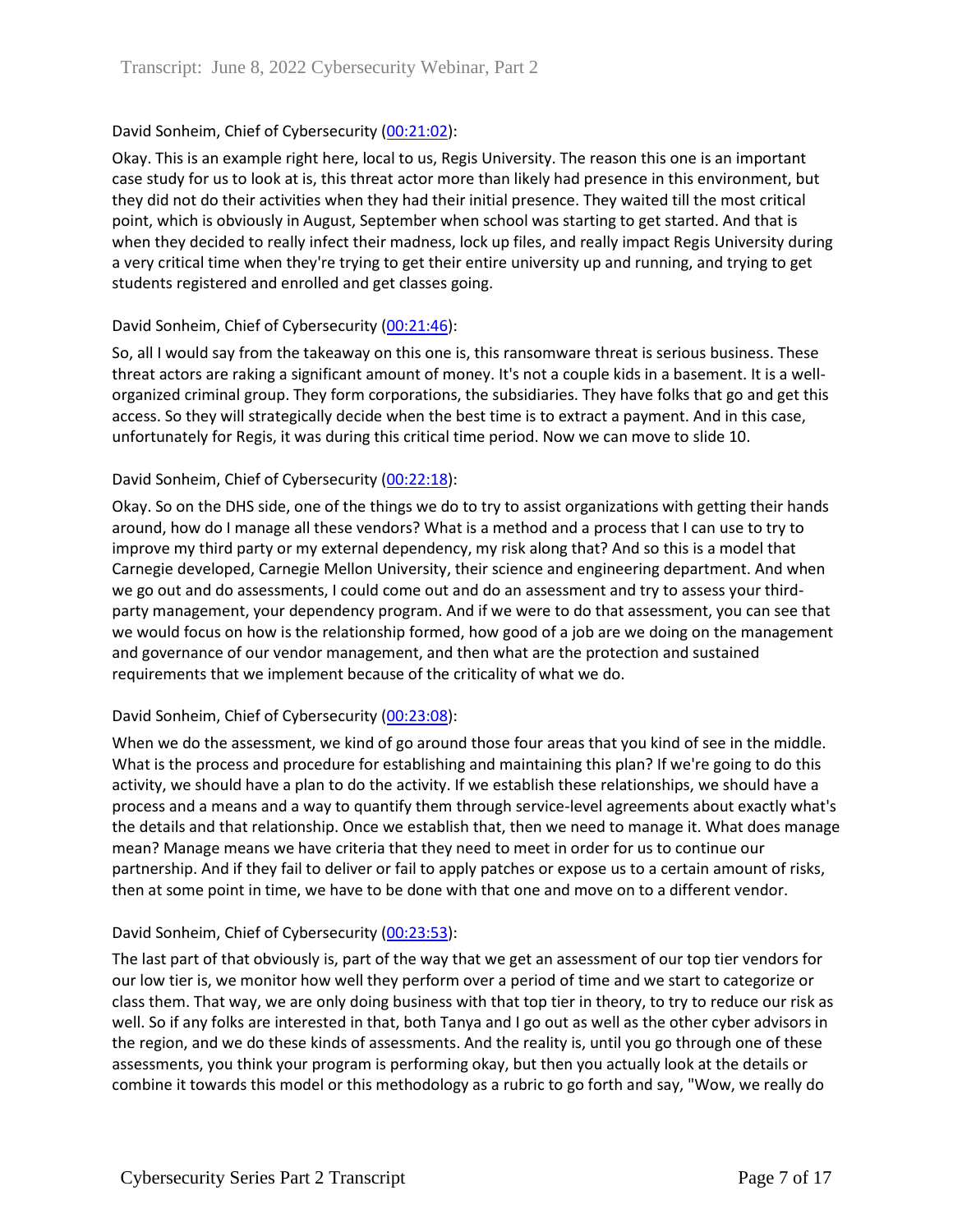David Sonheim, Chief of Cybersecurity ([00:21:02]()):

Okay. This is an example right here, local to us, Regis University. The reason this one is an important case study for us to look at is, this threat actor more than likely had presence in this environment, but they did not do their activities when they had their initial presence. They waited till the most critical point, which is obviously in August, September when school was starting to get started. And that is when they decided to really infect their madness, lock up files, and really impact Regis University during a very critical time when they're trying to get their entire university up and running, and trying to get students registered and enrolled and get classes going.

David Sonheim, Chief of Cybersecurity ([00:21:46]()):

So, all I would say from the takeaway on this one is, this ransomware threat is serious business. These threat actors are raking a significant amount of money. It's not a couple kids in a basement. It is a well-organized criminal group. They form corporations, the subsidiaries. They have folks that go and get this access. So they will strategically decide when the best time is to extract a payment. And in this case, unfortunately for Regis, it was during this critical time period. Now we can move to slide 10.

David Sonheim, Chief of Cybersecurity ([00:22:18]()):

Okay. So on the DHS side, one of the things we do to try to assist organizations with getting their hands around, how do I manage all these vendors? What is a method and a process that I can use to try to improve my third party or my external dependency, my risk along that? And so this is a model that Carnegie developed, Carnegie Mellon University, their science and engineering department. And when we go out and do assessments, I could come out and do an assessment and try to assess your third-party management, your dependency program. And if we were to do that assessment, you can see that we would focus on how is the relationship formed, how good of a job are we doing on the management and governance of our vendor management, and then what are the protection and sustained requirements that we implement because of the criticality of what we do.

David Sonheim, Chief of Cybersecurity ([00:23:08]()):

When we do the assessment, we kind of go around those four areas that you kind of see in the middle. What is the process and procedure for establishing and maintaining this plan? If we're going to do this activity, we should have a plan to do the activity. If we establish these relationships, we should have a process and a means and a way to quantify them through service-level agreements about exactly what's the details and that relationship. Once we establish that, then we need to manage it. What does manage mean? Manage means we have criteria that they need to meet in order for us to continue our partnership. And if they fail to deliver or fail to apply patches or expose us to a certain amount of risks, then at some point in time, we have to be done with that one and move on to a different vendor.

David Sonheim, Chief of Cybersecurity ([00:23:53]()):

The last part of that obviously is, part of the way that we get an assessment of our top tier vendors for our low tier is, we monitor how well they perform over a period of time and we start to categorize or class them. That way, we are only doing business with that top tier in theory, to try to reduce our risk as well. So if any folks are interested in that, both Tanya and I go out as well as the other cyber advisors in the region, and we do these kinds of assessments. And the reality is, until you go through one of these assessments, you think your program is performing okay, but then you actually look at the details or combine it towards this model or this methodology as a rubric to go forth and say, "Wow, we really do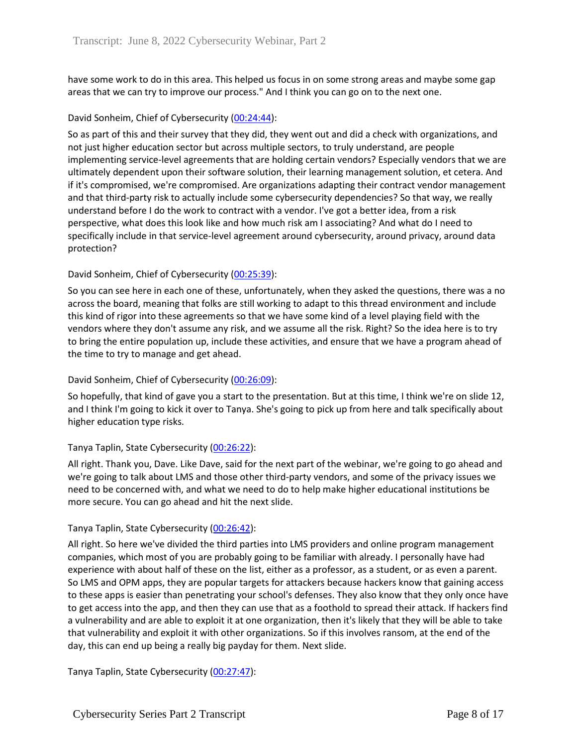have some work to do in this area. This helped us focus in on some strong areas and maybe some gap areas that we can try to improve our process." And I think you can go on to the next one.

David Sonheim, Chief of Cybersecurity ([00:24:44](#)):

So as part of this and their survey that they did, they went out and did a check with organizations, and not just higher education sector but across multiple sectors, to truly understand, are people implementing service-level agreements that are holding certain vendors? Especially vendors that we are ultimately dependent upon their software solution, their learning management solution, et cetera. And if it's compromised, we're compromised. Are organizations adapting their contract vendor management and that third-party risk to actually include some cybersecurity dependencies? So that way, we really understand before I do the work to contract with a vendor. I've got a better idea, from a risk perspective, what does this look like and how much risk am I associating? And what do I need to specifically include in that service-level agreement around cybersecurity, around privacy, around data protection?

David Sonheim, Chief of Cybersecurity ([00:25:39](#)):

So you can see here in each one of these, unfortunately, when they asked the questions, there was a no across the board, meaning that folks are still working to adapt to this thread environment and include this kind of rigor into these agreements so that we have some kind of a level playing field with the vendors where they don't assume any risk, and we assume all the risk. Right? So the idea here is to try to bring the entire population up, include these activities, and ensure that we have a program ahead of the time to try to manage and get ahead.

David Sonheim, Chief of Cybersecurity ([00:26:09](#)):

So hopefully, that kind of gave you a start to the presentation. But at this time, I think we're on slide 12, and I think I'm going to kick it over to Tanya. She's going to pick up from here and talk specifically about higher education type risks.

Tanya Taplin, State Cybersecurity ([00:26:22](#)):

All right. Thank you, Dave. Like Dave, said for the next part of the webinar, we're going to go ahead and we're going to talk about LMS and those other third-party vendors, and some of the privacy issues we need to be concerned with, and what we need to do to help make higher educational institutions be more secure. You can go ahead and hit the next slide.

Tanya Taplin, State Cybersecurity ([00:26:42](#)):

All right. So here we've divided the third parties into LMS providers and online program management companies, which most of you are probably going to be familiar with already. I personally have had experience with about half of these on the list, either as a professor, as a student, or as even a parent. So LMS and OPM apps, they are popular targets for attackers because hackers know that gaining access to these apps is easier than penetrating your school's defenses. They also know that they only once have to get access into the app, and then they can use that as a foothold to spread their attack. If hackers find a vulnerability and are able to exploit it at one organization, then it's likely that they will be able to take that vulnerability and exploit it with other organizations. So if this involves ransom, at the end of the day, this can end up being a really big payday for them. Next slide.

Tanya Taplin, State Cybersecurity ([00:27:47](#)):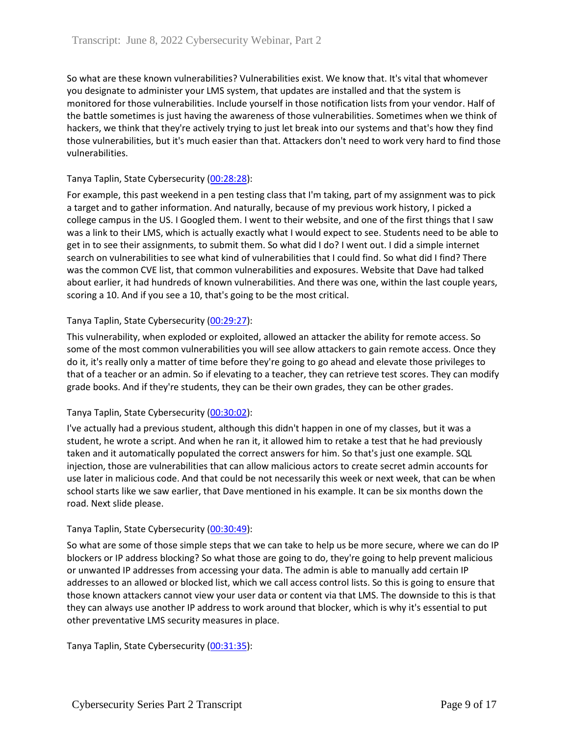So what are these known vulnerabilities? Vulnerabilities exist. We know that. It's vital that whomever you designate to administer your LMS system, that updates are installed and that the system is monitored for those vulnerabilities. Include yourself in those notification lists from your vendor. Half of the battle sometimes is just having the awareness of those vulnerabilities. Sometimes when we think of hackers, we think that they're actively trying to just let break into our systems and that's how they find those vulnerabilities, but it's much easier than that. Attackers don't need to work very hard to find those vulnerabilities.

Tanya Taplin, State Cybersecurity ([00:28:28]):

For example, this past weekend in a pen testing class that I'm taking, part of my assignment was to pick a target and to gather information. And naturally, because of my previous work history, I picked a college campus in the US. I Googled them. I went to their website, and one of the first things that I saw was a link to their LMS, which is actually exactly what I would expect to see. Students need to be able to get in to see their assignments, to submit them. So what did I do? I went out. I did a simple internet search on vulnerabilities to see what kind of vulnerabilities that I could find. So what did I find? There was the common CVE list, that common vulnerabilities and exposures. Website that Dave had talked about earlier, it had hundreds of known vulnerabilities. And there was one, within the last couple years, scoring a 10. And if you see a 10, that's going to be the most critical.

Tanya Taplin, State Cybersecurity ([00:29:27]):

This vulnerability, when exploded or exploited, allowed an attacker the ability for remote access. So some of the most common vulnerabilities you will see allow attackers to gain remote access. Once they do it, it's really only a matter of time before they're going to go ahead and elevate those privileges to that of a teacher or an admin. So if elevating to a teacher, they can retrieve test scores. They can modify grade books. And if they're students, they can be their own grades, they can be other grades.

Tanya Taplin, State Cybersecurity ([00:30:02]):

I've actually had a previous student, although this didn't happen in one of my classes, but it was a student, he wrote a script. And when he ran it, it allowed him to retake a test that he had previously taken and it automatically populated the correct answers for him. So that's just one example. SQL injection, those are vulnerabilities that can allow malicious actors to create secret admin accounts for use later in malicious code. And that could be not necessarily this week or next week, that can be when school starts like we saw earlier, that Dave mentioned in his example. It can be six months down the road. Next slide please.

Tanya Taplin, State Cybersecurity ([00:30:49]):

So what are some of those simple steps that we can take to help us be more secure, where we can do IP blockers or IP address blocking? So what those are going to do, they're going to help prevent malicious or unwanted IP addresses from accessing your data. The admin is able to manually add certain IP addresses to an allowed or blocked list, which we call access control lists. So this is going to ensure that those known attackers cannot view your user data or content via that LMS. The downside to this is that they can always use another IP address to work around that blocker, which is why it's essential to put other preventative LMS security measures in place.

Tanya Taplin, State Cybersecurity ([00:31:35]):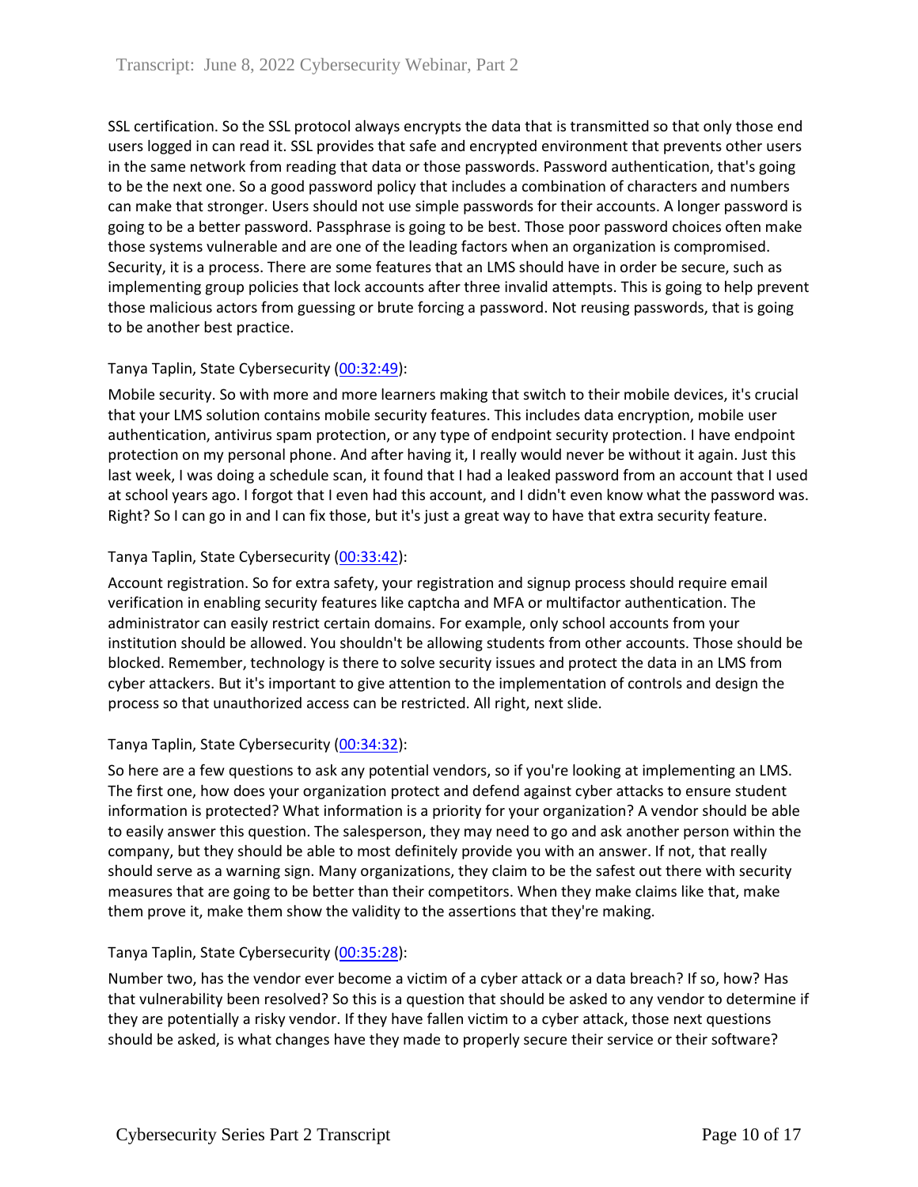SSL certification. So the SSL protocol always encrypts the data that is transmitted so that only those end users logged in can read it. SSL provides that safe and encrypted environment that prevents other users in the same network from reading that data or those passwords. Password authentication, that's going to be the next one. So a good password policy that includes a combination of characters and numbers can make that stronger. Users should not use simple passwords for their accounts. A longer password is going to be a better password. Passphrase is going to be best. Those poor password choices often make those systems vulnerable and are one of the leading factors when an organization is compromised. Security, it is a process. There are some features that an LMS should have in order be secure, such as implementing group policies that lock accounts after three invalid attempts. This is going to help prevent those malicious actors from guessing or brute forcing a password. Not reusing passwords, that is going to be another best practice.

Tanya Taplin, State Cybersecurity ([00:32:49]()):

Mobile security. So with more and more learners making that switch to their mobile devices, it's crucial that your LMS solution contains mobile security features. This includes data encryption, mobile user authentication, antivirus spam protection, or any type of endpoint security protection. I have endpoint protection on my personal phone. And after having it, I really would never be without it again. Just this last week, I was doing a schedule scan, it found that I had a leaked password from an account that I used at school years ago. I forgot that I even had this account, and I didn't even know what the password was. Right? So I can go in and I can fix those, but it's just a great way to have that extra security feature.

Tanya Taplin, State Cybersecurity ([00:33:42]()):

Account registration. So for extra safety, your registration and signup process should require email verification in enabling security features like captcha and MFA or multifactor authentication. The administrator can easily restrict certain domains. For example, only school accounts from your institution should be allowed. You shouldn't be allowing students from other accounts. Those should be blocked. Remember, technology is there to solve security issues and protect the data in an LMS from cyber attackers. But it's important to give attention to the implementation of controls and design the process so that unauthorized access can be restricted. All right, next slide.

Tanya Taplin, State Cybersecurity ([00:34:32]()):

So here are a few questions to ask any potential vendors, so if you're looking at implementing an LMS. The first one, how does your organization protect and defend against cyber attacks to ensure student information is protected? What information is a priority for your organization? A vendor should be able to easily answer this question. The salesperson, they may need to go and ask another person within the company, but they should be able to most definitely provide you with an answer. If not, that really should serve as a warning sign. Many organizations, they claim to be the safest out there with security measures that are going to be better than their competitors. When they make claims like that, make them prove it, make them show the validity to the assertions that they're making.

Tanya Taplin, State Cybersecurity ([00:35:28]()):

Number two, has the vendor ever become a victim of a cyber attack or a data breach? If so, how? Has that vulnerability been resolved? So this is a question that should be asked to any vendor to determine if they are potentially a risky vendor. If they have fallen victim to a cyber attack, those next questions should be asked, is what changes have they made to properly secure their service or their software?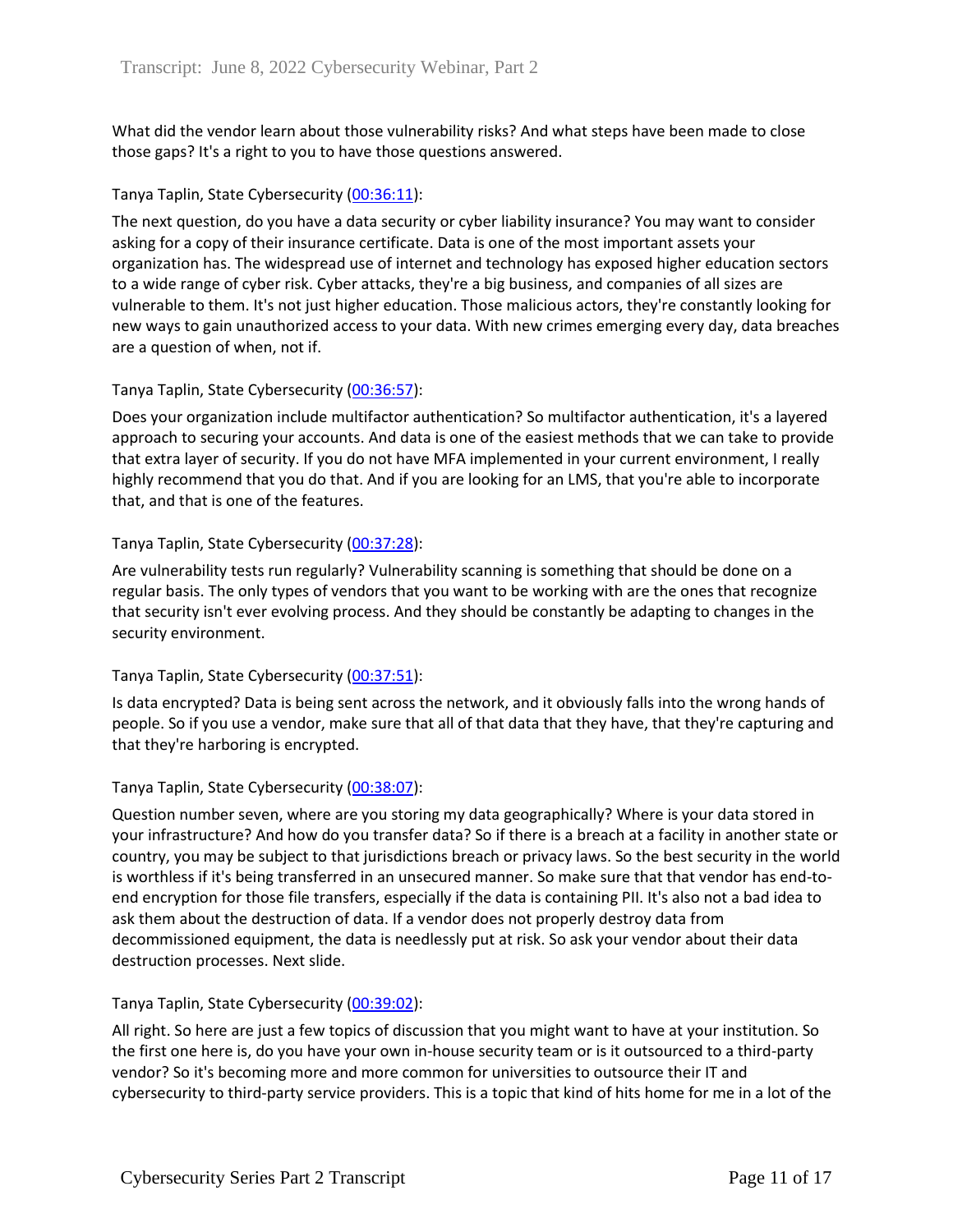What did the vendor learn about those vulnerability risks? And what steps have been made to close those gaps? It's a right to you to have those questions answered.

Tanya Taplin, State Cybersecurity ([00:36:11](#)):

The next question, do you have a data security or cyber liability insurance? You may want to consider asking for a copy of their insurance certificate. Data is one of the most important assets your organization has. The widespread use of internet and technology has exposed higher education sectors to a wide range of cyber risk. Cyber attacks, they're a big business, and companies of all sizes are vulnerable to them. It's not just higher education. Those malicious actors, they're constantly looking for new ways to gain unauthorized access to your data. With new crimes emerging every day, data breaches are a question of when, not if.

Tanya Taplin, State Cybersecurity ([00:36:57](#)):

Does your organization include multifactor authentication? So multifactor authentication, it's a layered approach to securing your accounts. And data is one of the easiest methods that we can take to provide that extra layer of security. If you do not have MFA implemented in your current environment, I really highly recommend that you do that. And if you are looking for an LMS, that you're able to incorporate that, and that is one of the features.

Tanya Taplin, State Cybersecurity ([00:37:28](#)):

Are vulnerability tests run regularly? Vulnerability scanning is something that should be done on a regular basis. The only types of vendors that you want to be working with are the ones that recognize that security isn't ever evolving process. And they should be constantly be adapting to changes in the security environment.

Tanya Taplin, State Cybersecurity ([00:37:51](#)):

Is data encrypted? Data is being sent across the network, and it obviously falls into the wrong hands of people. So if you use a vendor, make sure that all of that data that they have, that they're capturing and that they're harboring is encrypted.

Tanya Taplin, State Cybersecurity ([00:38:07](#)):

Question number seven, where are you storing my data geographically? Where is your data stored in your infrastructure? And how do you transfer data? So if there is a breach at a facility in another state or country, you may be subject to that jurisdictions breach or privacy laws. So the best security in the world is worthless if it's being transferred in an unsecured manner. So make sure that that vendor has end-to-end encryption for those file transfers, especially if the data is containing PII. It's also not a bad idea to ask them about the destruction of data. If a vendor does not properly destroy data from decommissioned equipment, the data is needlessly put at risk. So ask your vendor about their data destruction processes. Next slide.

Tanya Taplin, State Cybersecurity ([00:39:02](#)):

All right. So here are just a few topics of discussion that you might want to have at your institution. So the first one here is, do you have your own in-house security team or is it outsourced to a third-party vendor? So it's becoming more and more common for universities to outsource their IT and cybersecurity to third-party service providers. This is a topic that kind of hits home for me in a lot of the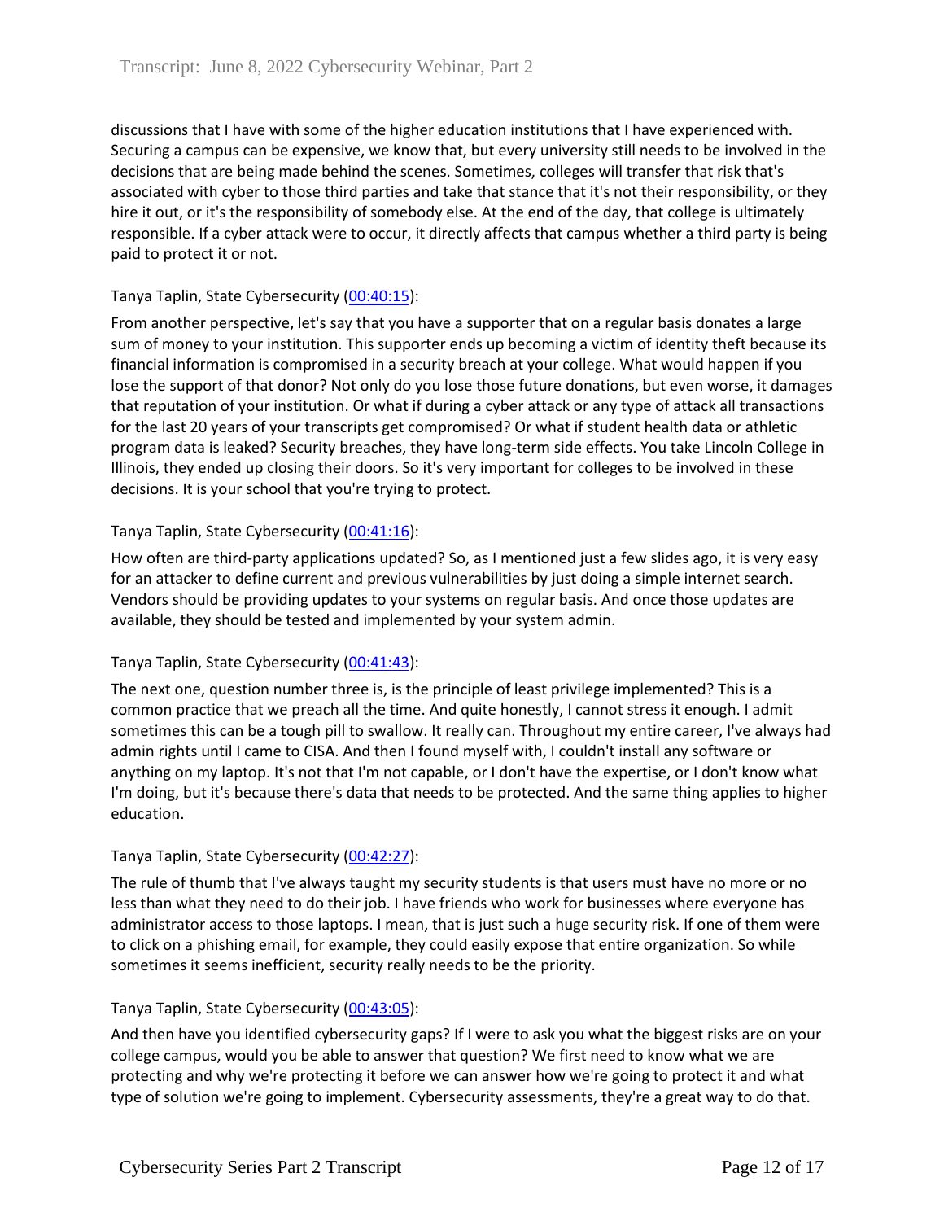discussions that I have with some of the higher education institutions that I have experienced with. Securing a campus can be expensive, we know that, but every university still needs to be involved in the decisions that are being made behind the scenes. Sometimes, colleges will transfer that risk that's associated with cyber to those third parties and take that stance that it's not their responsibility, or they hire it out, or it's the responsibility of somebody else. At the end of the day, that college is ultimately responsible. If a cyber attack were to occur, it directly affects that campus whether a third party is being paid to protect it or not.

Tanya Taplin, State Cybersecurity (00:40:15):

From another perspective, let's say that you have a supporter that on a regular basis donates a large sum of money to your institution. This supporter ends up becoming a victim of identity theft because its financial information is compromised in a security breach at your college. What would happen if you lose the support of that donor? Not only do you lose those future donations, but even worse, it damages that reputation of your institution. Or what if during a cyber attack or any type of attack all transactions for the last 20 years of your transcripts get compromised? Or what if student health data or athletic program data is leaked? Security breaches, they have long-term side effects. You take Lincoln College in Illinois, they ended up closing their doors. So it's very important for colleges to be involved in these decisions. It is your school that you're trying to protect.

Tanya Taplin, State Cybersecurity (00:41:16):

How often are third-party applications updated? So, as I mentioned just a few slides ago, it is very easy for an attacker to define current and previous vulnerabilities by just doing a simple internet search. Vendors should be providing updates to your systems on regular basis. And once those updates are available, they should be tested and implemented by your system admin.

Tanya Taplin, State Cybersecurity (00:41:43):

The next one, question number three is, is the principle of least privilege implemented? This is a common practice that we preach all the time. And quite honestly, I cannot stress it enough. I admit sometimes this can be a tough pill to swallow. It really can. Throughout my entire career, I've always had admin rights until I came to CISA. And then I found myself with, I couldn't install any software or anything on my laptop. It's not that I'm not capable, or I don't have the expertise, or I don't know what I'm doing, but it's because there's data that needs to be protected. And the same thing applies to higher education.

Tanya Taplin, State Cybersecurity (00:42:27):

The rule of thumb that I've always taught my security students is that users must have no more or no less than what they need to do their job. I have friends who work for businesses where everyone has administrator access to those laptops. I mean, that is just such a huge security risk. If one of them were to click on a phishing email, for example, they could easily expose that entire organization. So while sometimes it seems inefficient, security really needs to be the priority.

Tanya Taplin, State Cybersecurity (00:43:05):

And then have you identified cybersecurity gaps? If I were to ask you what the biggest risks are on your college campus, would you be able to answer that question? We first need to know what we are protecting and why we're protecting it before we can answer how we're going to protect it and what type of solution we're going to implement. Cybersecurity assessments, they're a great way to do that.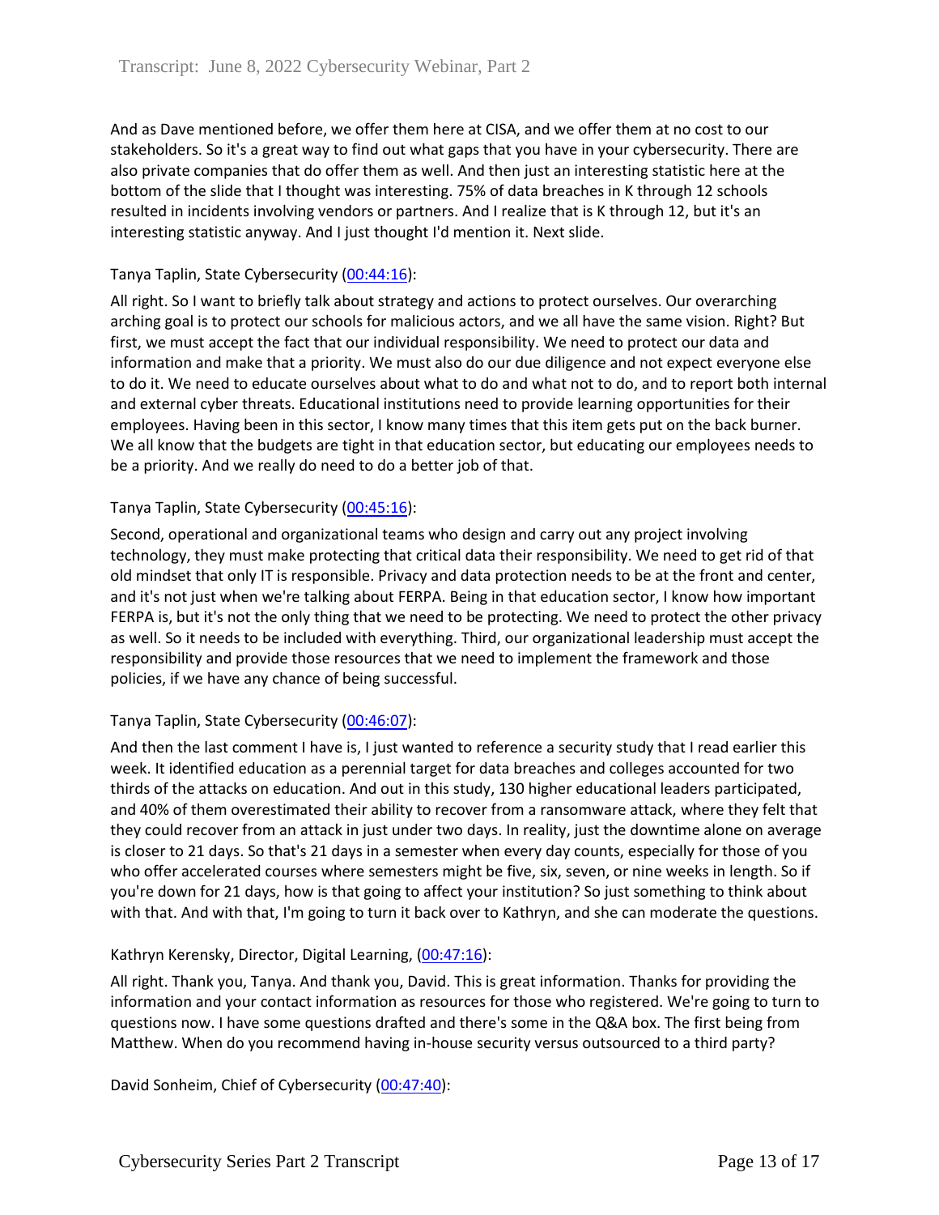And as Dave mentioned before, we offer them here at CISA, and we offer them at no cost to our stakeholders. So it's a great way to find out what gaps that you have in your cybersecurity. There are also private companies that do offer them as well. And then just an interesting statistic here at the bottom of the slide that I thought was interesting. 75% of data breaches in K through 12 schools resulted in incidents involving vendors or partners. And I realize that is K through 12, but it's an interesting statistic anyway. And I just thought I'd mention it. Next slide.

Tanya Taplin, State Cybersecurity (00:44:16):

All right. So I want to briefly talk about strategy and actions to protect ourselves. Our overarching arching goal is to protect our schools for malicious actors, and we all have the same vision. Right? But first, we must accept the fact that our individual responsibility. We need to protect our data and information and make that a priority. We must also do our due diligence and not expect everyone else to do it. We need to educate ourselves about what to do and what not to do, and to report both internal and external cyber threats. Educational institutions need to provide learning opportunities for their employees. Having been in this sector, I know many times that this item gets put on the back burner. We all know that the budgets are tight in that education sector, but educating our employees needs to be a priority. And we really do need to do a better job of that.

Tanya Taplin, State Cybersecurity (00:45:16):

Second, operational and organizational teams who design and carry out any project involving technology, they must make protecting that critical data their responsibility. We need to get rid of that old mindset that only IT is responsible. Privacy and data protection needs to be at the front and center, and it's not just when we're talking about FERPA. Being in that education sector, I know how important FERPA is, but it's not the only thing that we need to be protecting. We need to protect the other privacy as well. So it needs to be included with everything. Third, our organizational leadership must accept the responsibility and provide those resources that we need to implement the framework and those policies, if we have any chance of being successful.

Tanya Taplin, State Cybersecurity (00:46:07):

And then the last comment I have is, I just wanted to reference a security study that I read earlier this week. It identified education as a perennial target for data breaches and colleges accounted for two thirds of the attacks on education. And out in this study, 130 higher educational leaders participated, and 40% of them overestimated their ability to recover from a ransomware attack, where they felt that they could recover from an attack in just under two days. In reality, just the downtime alone on average is closer to 21 days. So that's 21 days in a semester when every day counts, especially for those of you who offer accelerated courses where semesters might be five, six, seven, or nine weeks in length. So if you're down for 21 days, how is that going to affect your institution? So just something to think about with that. And with that, I'm going to turn it back over to Kathryn, and she can moderate the questions.

Kathryn Kerensky, Director, Digital Learning, (00:47:16):

All right. Thank you, Tanya. And thank you, David. This is great information. Thanks for providing the information and your contact information as resources for those who registered. We're going to turn to questions now. I have some questions drafted and there's some in the Q&A box. The first being from Matthew. When do you recommend having in-house security versus outsourced to a third party?

David Sonheim, Chief of Cybersecurity (00:47:40):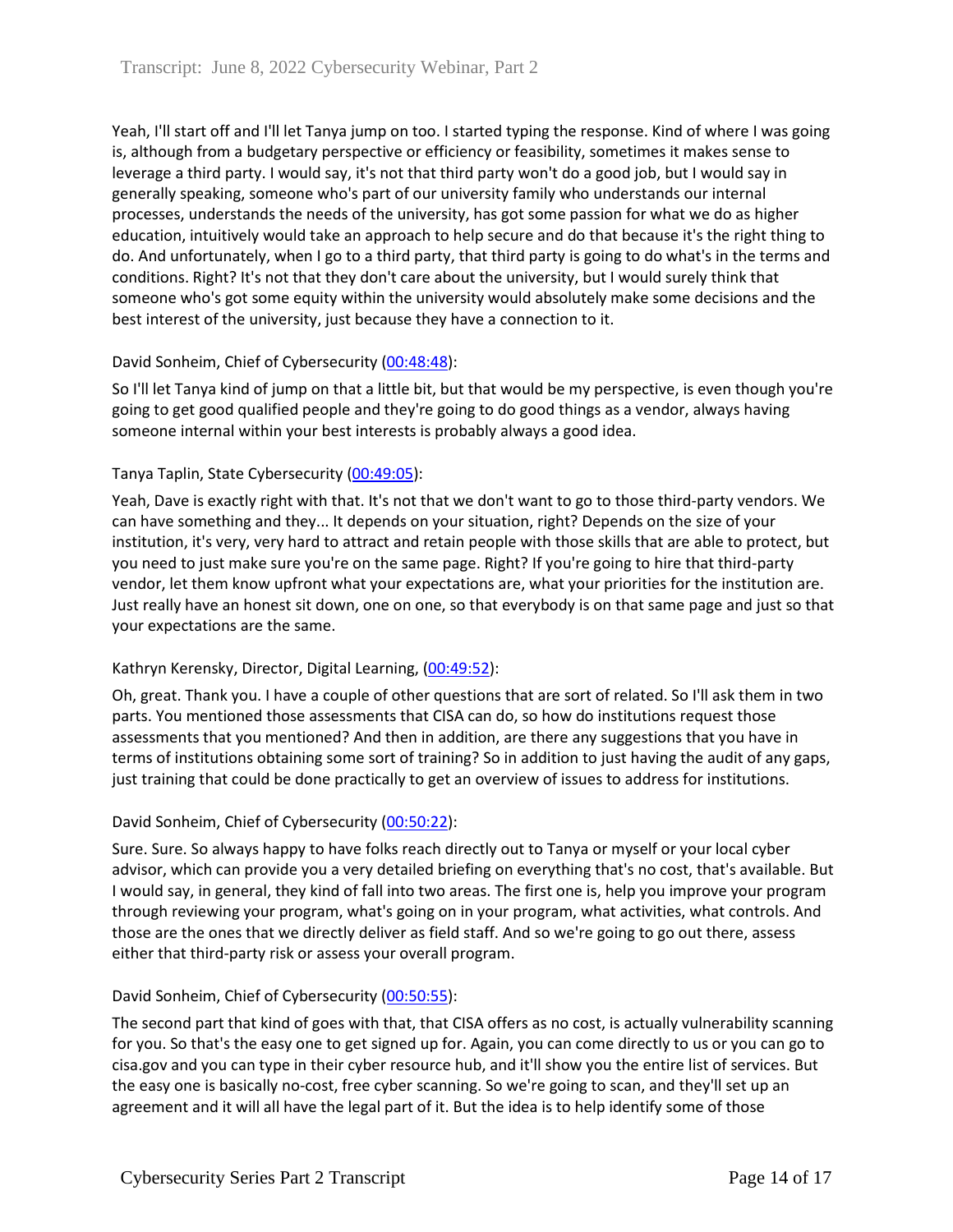Yeah, I'll start off and I'll let Tanya jump on too. I started typing the response. Kind of where I was going is, although from a budgetary perspective or efficiency or feasibility, sometimes it makes sense to leverage a third party. I would say, it's not that third party won't do a good job, but I would say in generally speaking, someone who's part of our university family who understands our internal processes, understands the needs of the university, has got some passion for what we do as higher education, intuitively would take an approach to help secure and do that because it's the right thing to do. And unfortunately, when I go to a third party, that third party is going to do what's in the terms and conditions. Right? It's not that they don't care about the university, but I would surely think that someone who's got some equity within the university would absolutely make some decisions and the best interest of the university, just because they have a connection to it.

David Sonheim, Chief of Cybersecurity (00:48:48):

So I'll let Tanya kind of jump on that a little bit, but that would be my perspective, is even though you're going to get good qualified people and they're going to do good things as a vendor, always having someone internal within your best interests is probably always a good idea.

Tanya Taplin, State Cybersecurity (00:49:05):

Yeah, Dave is exactly right with that. It's not that we don't want to go to those third-party vendors. We can have something and they... It depends on your situation, right? Depends on the size of your institution, it's very, very hard to attract and retain people with those skills that are able to protect, but you need to just make sure you're on the same page. Right? If you're going to hire that third-party vendor, let them know upfront what your expectations are, what your priorities for the institution are. Just really have an honest sit down, one on one, so that everybody is on that same page and just so that your expectations are the same.

Kathryn Kerensky, Director, Digital Learning, (00:49:52):

Oh, great. Thank you. I have a couple of other questions that are sort of related. So I'll ask them in two parts. You mentioned those assessments that CISA can do, so how do institutions request those assessments that you mentioned? And then in addition, are there any suggestions that you have in terms of institutions obtaining some sort of training? So in addition to just having the audit of any gaps, just training that could be done practically to get an overview of issues to address for institutions.

David Sonheim, Chief of Cybersecurity (00:50:22):

Sure. Sure. So always happy to have folks reach directly out to Tanya or myself or your local cyber advisor, which can provide you a very detailed briefing on everything that's no cost, that's available. But I would say, in general, they kind of fall into two areas. The first one is, help you improve your program through reviewing your program, what's going on in your program, what activities, what controls. And those are the ones that we directly deliver as field staff. And so we're going to go out there, assess either that third-party risk or assess your overall program.

David Sonheim, Chief of Cybersecurity (00:50:55):

The second part that kind of goes with that, that CISA offers as no cost, is actually vulnerability scanning for you. So that's the easy one to get signed up for. Again, you can come directly to us or you can go to cisa.gov and you can type in their cyber resource hub, and it'll show you the entire list of services. But the easy one is basically no-cost, free cyber scanning. So we're going to scan, and they'll set up an agreement and it will all have the legal part of it. But the idea is to help identify some of those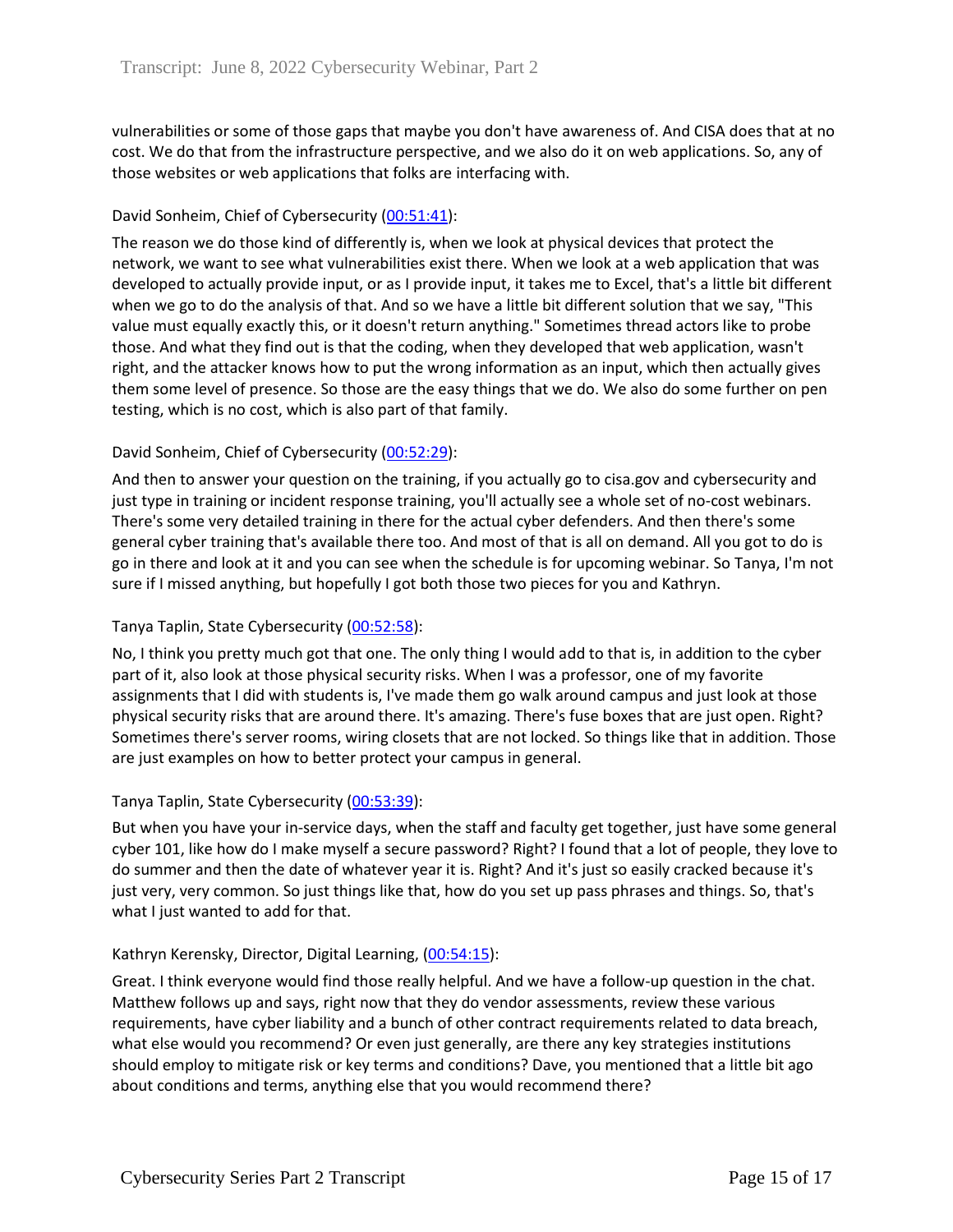vulnerabilities or some of those gaps that maybe you don't have awareness of. And CISA does that at no cost. We do that from the infrastructure perspective, and we also do it on web applications. So, any of those websites or web applications that folks are interfacing with.

David Sonheim, Chief of Cybersecurity (00:51:41):

The reason we do those kind of differently is, when we look at physical devices that protect the network, we want to see what vulnerabilities exist there. When we look at a web application that was developed to actually provide input, or as I provide input, it takes me to Excel, that's a little bit different when we go to do the analysis of that. And so we have a little bit different solution that we say, "This value must equally exactly this, or it doesn't return anything." Sometimes thread actors like to probe those. And what they find out is that the coding, when they developed that web application, wasn't right, and the attacker knows how to put the wrong information as an input, which then actually gives them some level of presence. So those are the easy things that we do. We also do some further on pen testing, which is no cost, which is also part of that family.

David Sonheim, Chief of Cybersecurity (00:52:29):

And then to answer your question on the training, if you actually go to cisa.gov and cybersecurity and just type in training or incident response training, you'll actually see a whole set of no-cost webinars. There's some very detailed training in there for the actual cyber defenders. And then there's some general cyber training that's available there too. And most of that is all on demand. All you got to do is go in there and look at it and you can see when the schedule is for upcoming webinar. So Tanya, I'm not sure if I missed anything, but hopefully I got both those two pieces for you and Kathryn.

Tanya Taplin, State Cybersecurity (00:52:58):

No, I think you pretty much got that one. The only thing I would add to that is, in addition to the cyber part of it, also look at those physical security risks. When I was a professor, one of my favorite assignments that I did with students is, I've made them go walk around campus and just look at those physical security risks that are around there. It's amazing. There's fuse boxes that are just open. Right? Sometimes there's server rooms, wiring closets that are not locked. So things like that in addition. Those are just examples on how to better protect your campus in general.

Tanya Taplin, State Cybersecurity (00:53:39):

But when you have your in-service days, when the staff and faculty get together, just have some general cyber 101, like how do I make myself a secure password? Right? I found that a lot of people, they love to do summer and then the date of whatever year it is. Right? And it's just so easily cracked because it's just very, very common. So just things like that, how do you set up pass phrases and things. So, that's what I just wanted to add for that.

Kathryn Kerensky, Director, Digital Learning, (00:54:15):

Great. I think everyone would find those really helpful. And we have a follow-up question in the chat. Matthew follows up and says, right now that they do vendor assessments, review these various requirements, have cyber liability and a bunch of other contract requirements related to data breach, what else would you recommend? Or even just generally, are there any key strategies institutions should employ to mitigate risk or key terms and conditions? Dave, you mentioned that a little bit ago about conditions and terms, anything else that you would recommend there?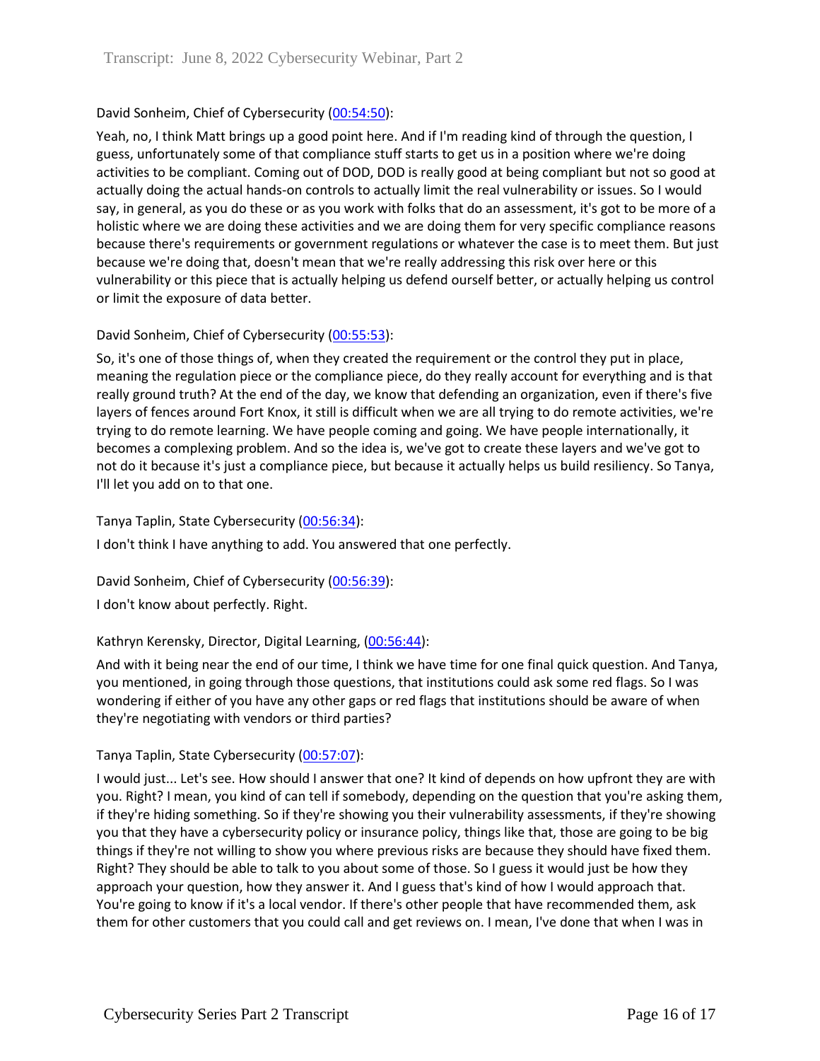David Sonheim, Chief of Cybersecurity (00:54:50):

Yeah, no, I think Matt brings up a good point here. And if I'm reading kind of through the question, I guess, unfortunately some of that compliance stuff starts to get us in a position where we're doing activities to be compliant. Coming out of DOD, DOD is really good at being compliant but not so good at actually doing the actual hands-on controls to actually limit the real vulnerability or issues. So I would say, in general, as you do these or as you work with folks that do an assessment, it's got to be more of a holistic where we are doing these activities and we are doing them for very specific compliance reasons because there's requirements or government regulations or whatever the case is to meet them. But just because we're doing that, doesn't mean that we're really addressing this risk over here or this vulnerability or this piece that is actually helping us defend ourself better, or actually helping us control or limit the exposure of data better.

David Sonheim, Chief of Cybersecurity (00:55:53):

So, it's one of those things of, when they created the requirement or the control they put in place, meaning the regulation piece or the compliance piece, do they really account for everything and is that really ground truth? At the end of the day, we know that defending an organization, even if there's five layers of fences around Fort Knox, it still is difficult when we are all trying to do remote activities, we're trying to do remote learning. We have people coming and going. We have people internationally, it becomes a complexing problem. And so the idea is, we've got to create these layers and we've got to not do it because it's just a compliance piece, but because it actually helps us build resiliency. So Tanya, I'll let you add on to that one.

Tanya Taplin, State Cybersecurity (00:56:34):

I don't think I have anything to add. You answered that one perfectly.

David Sonheim, Chief of Cybersecurity (00:56:39):

I don't know about perfectly. Right.

Kathryn Kerensky, Director, Digital Learning, (00:56:44):

And with it being near the end of our time, I think we have time for one final quick question. And Tanya, you mentioned, in going through those questions, that institutions could ask some red flags. So I was wondering if either of you have any other gaps or red flags that institutions should be aware of when they're negotiating with vendors or third parties?

Tanya Taplin, State Cybersecurity (00:57:07):

I would just... Let's see. How should I answer that one? It kind of depends on how upfront they are with you. Right? I mean, you kind of can tell if somebody, depending on the question that you're asking them, if they're hiding something. So if they're showing you their vulnerability assessments, if they're showing you that they have a cybersecurity policy or insurance policy, things like that, those are going to be big things if they're not willing to show you where previous risks are because they should have fixed them. Right? They should be able to talk to you about some of those. So I guess it would just be how they approach your question, how they answer it. And I guess that's kind of how I would approach that. You're going to know if it's a local vendor. If there's other people that have recommended them, ask them for other customers that you could call and get reviews on. I mean, I've done that when I was in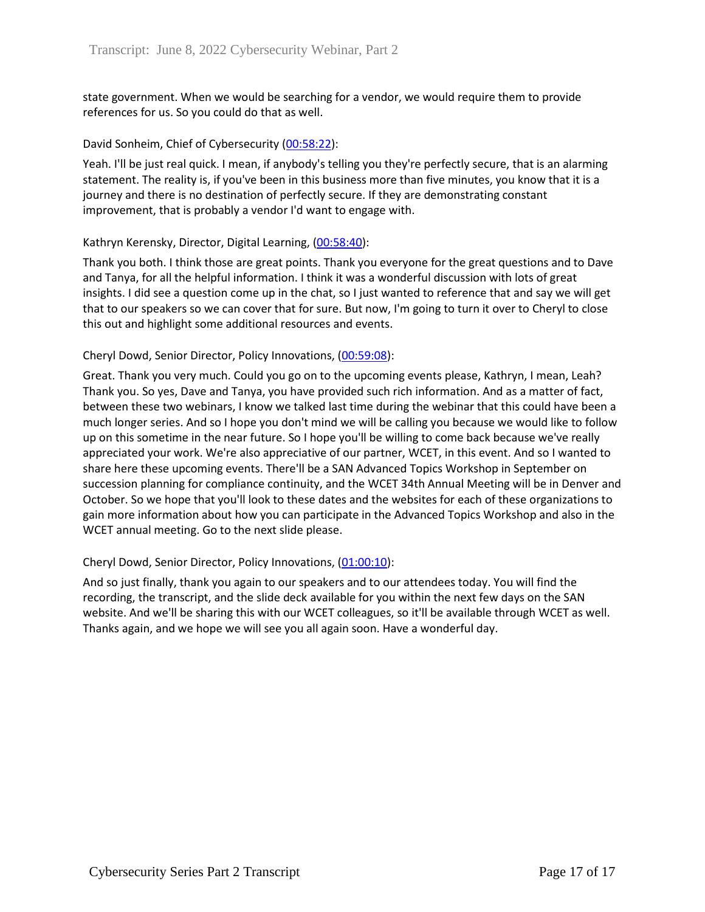state government. When we would be searching for a vendor, we would require them to provide references for us. So you could do that as well.

David Sonheim, Chief of Cybersecurity ([00:58:22](#)):

Yeah. I'll be just real quick. I mean, if anybody's telling you they're perfectly secure, that is an alarming statement. The reality is, if you've been in this business more than five minutes, you know that it is a journey and there is no destination of perfectly secure. If they are demonstrating constant improvement, that is probably a vendor I'd want to engage with.

Kathryn Kerensky, Director, Digital Learning, ([00:58:40](#)):

Thank you both. I think those are great points. Thank you everyone for the great questions and to Dave and Tanya, for all the helpful information. I think it was a wonderful discussion with lots of great insights. I did see a question come up in the chat, so I just wanted to reference that and say we will get that to our speakers so we can cover that for sure. But now, I'm going to turn it over to Cheryl to close this out and highlight some additional resources and events.

Cheryl Dowd, Senior Director, Policy Innovations, ([00:59:08](#)):

Great. Thank you very much. Could you go on to the upcoming events please, Kathryn, I mean, Leah? Thank you. So yes, Dave and Tanya, you have provided such rich information. And as a matter of fact, between these two webinars, I know we talked last time during the webinar that this could have been a much longer series. And so I hope you don't mind we will be calling you because we would like to follow up on this sometime in the near future. So I hope you'll be willing to come back because we've really appreciated your work. We're also appreciative of our partner, WCET, in this event. And so I wanted to share here these upcoming events. There'll be a SAN Advanced Topics Workshop in September on succession planning for compliance continuity, and the WCET 34th Annual Meeting will be in Denver and October. So we hope that you'll look to these dates and the websites for each of these organizations to gain more information about how you can participate in the Advanced Topics Workshop and also in the WCET annual meeting. Go to the next slide please.

Cheryl Dowd, Senior Director, Policy Innovations, ([01:00:10](#)):

And so just finally, thank you again to our speakers and to our attendees today. You will find the recording, the transcript, and the slide deck available for you within the next few days on the SAN website. And we'll be sharing this with our WCET colleagues, so it'll be available through WCET as well. Thanks again, and we hope we will see you all again soon. Have a wonderful day.